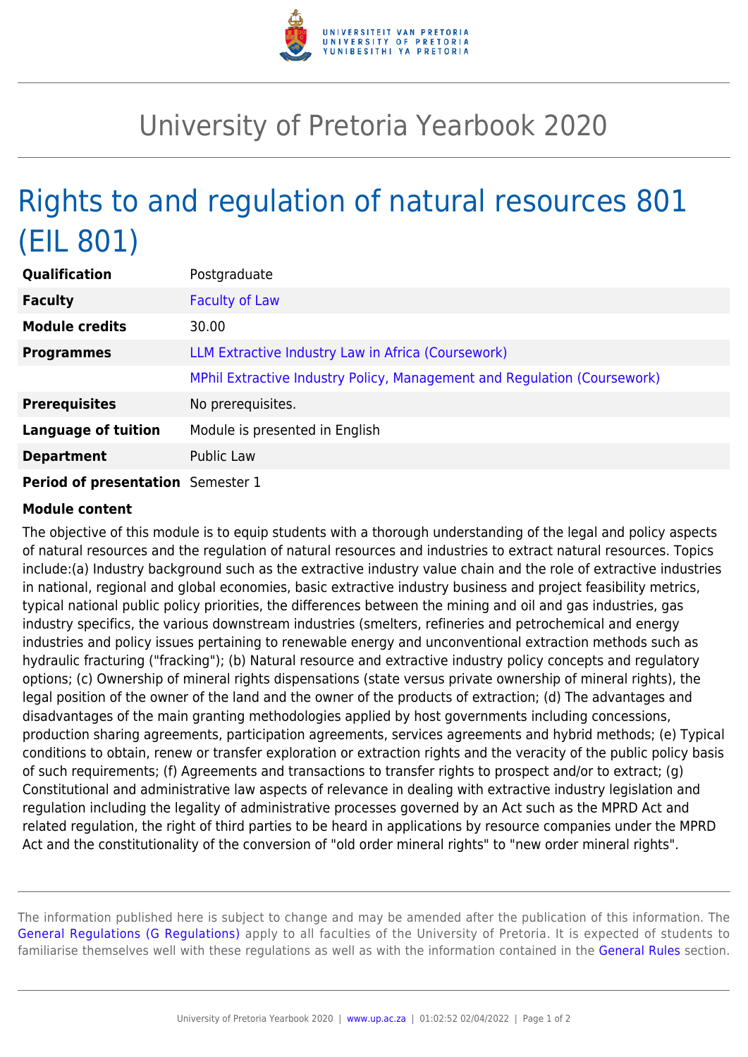# University of Pretoria Yearbook 2020

## Rights to and regulation of natural resources 801 (EIL 801)

| | |
|---|---|
| **Qualification** | Postgraduate |
| **Faculty** | Faculty of Law |
| **Module credits** | 30.00 |
| **Programmes** | LLM Extractive Industry Law in Africa (Coursework) |
| | MPhil Extractive Industry Policy, Management and Regulation (Coursework) |
| **Prerequisites** | No prerequisites. |
| **Language of tuition** | Module is presented in English |
| **Department** | Public Law |
| **Period of presentation** | Semester 1 |

**Module content**

The objective of this module is to equip students with a thorough understanding of the legal and policy aspects of natural resources and the regulation of natural resources and industries to extract natural resources. Topics include:(a) Industry background such as the extractive industry value chain and the role of extractive industries in national, regional and global economies, basic extractive industry business and project feasibility metrics, typical national public policy priorities, the differences between the mining and oil and gas industries, gas industry specifics, the various downstream industries (smelters, refineries and petrochemical and energy industries and policy issues pertaining to renewable energy and unconventional extraction methods such as hydraulic fracturing ("fracking"); (b) Natural resource and extractive industry policy concepts and regulatory options; (c) Ownership of mineral rights dispensations (state versus private ownership of mineral rights), the legal position of the owner of the land and the owner of the products of extraction; (d) The advantages and disadvantages of the main granting methodologies applied by host governments including concessions, production sharing agreements, participation agreements, services agreements and hybrid methods; (e) Typical conditions to obtain, renew or transfer exploration or extraction rights and the veracity of the public policy basis of such requirements; (f) Agreements and transactions to transfer rights to prospect and/or to extract; (g) Constitutional and administrative law aspects of relevance in dealing with extractive industry legislation and regulation including the legality of administrative processes governed by an Act such as the MPRD Act and related regulation, the right of third parties to be heard in applications by resource companies under the MPRD Act and the constitutionality of the conversion of "old order mineral rights" to "new order mineral rights".

The information published here is subject to change and may be amended after the publication of this information. The General Regulations (G Regulations) apply to all faculties of the University of Pretoria. It is expected of students to familiarise themselves well with these regulations as well as with the information contained in the General Rules section.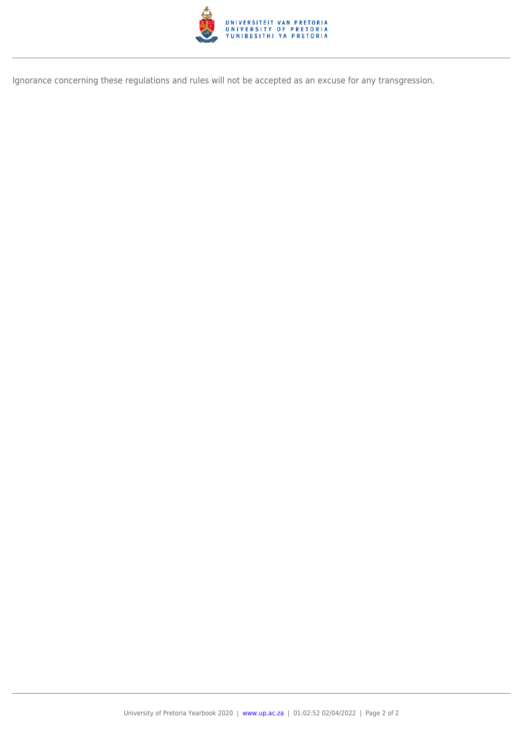Ignorance concerning these regulations and rules will not be accepted as an excuse for any transgression.